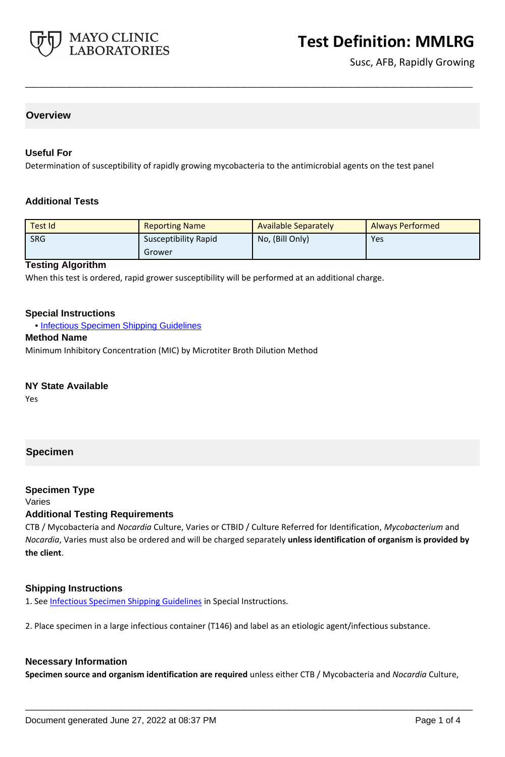# Test Definition: MMLRG

Susc, AFB, Rapidly Growing

## Overview

### Useful For

Determination of susceptibility of rapidly growing mycobacteria to the antimicrobial agents on the test panel

### Additional Tests

| Test Id | Reporting Name | Available Separately | Always Performed |
| --- | --- | --- | --- |
| SRG | Susceptibility Rapid Grower | No, (Bill Only) | Yes |

### Testing Algorithm

When this test is ordered, rapid grower susceptibility will be performed at an additional charge.

### Special Instructions

- Infectious Specimen Shipping Guidelines

### Method Name

Minimum Inhibitory Concentration (MIC) by Microtiter Broth Dilution Method

### NY State Available

Yes

## Specimen

### Specimen Type

Varies

### Additional Testing Requirements

CTB / Mycobacteria and *Nocardia* Culture, Varies or CTBID / Culture Referred for Identification, *Mycobacterium* and *Nocardia*, Varies must also be ordered and will be charged separately **unless identification of organism is provided by the client**.

### Shipping Instructions

1. See Infectious Specimen Shipping Guidelines in Special Instructions.

2. Place specimen in a large infectious container (T146) and label as an etiologic agent/infectious substance.

### Necessary Information

**Specimen source and organism identification are required** unless either CTB / Mycobacteria and *Nocardia* Culture,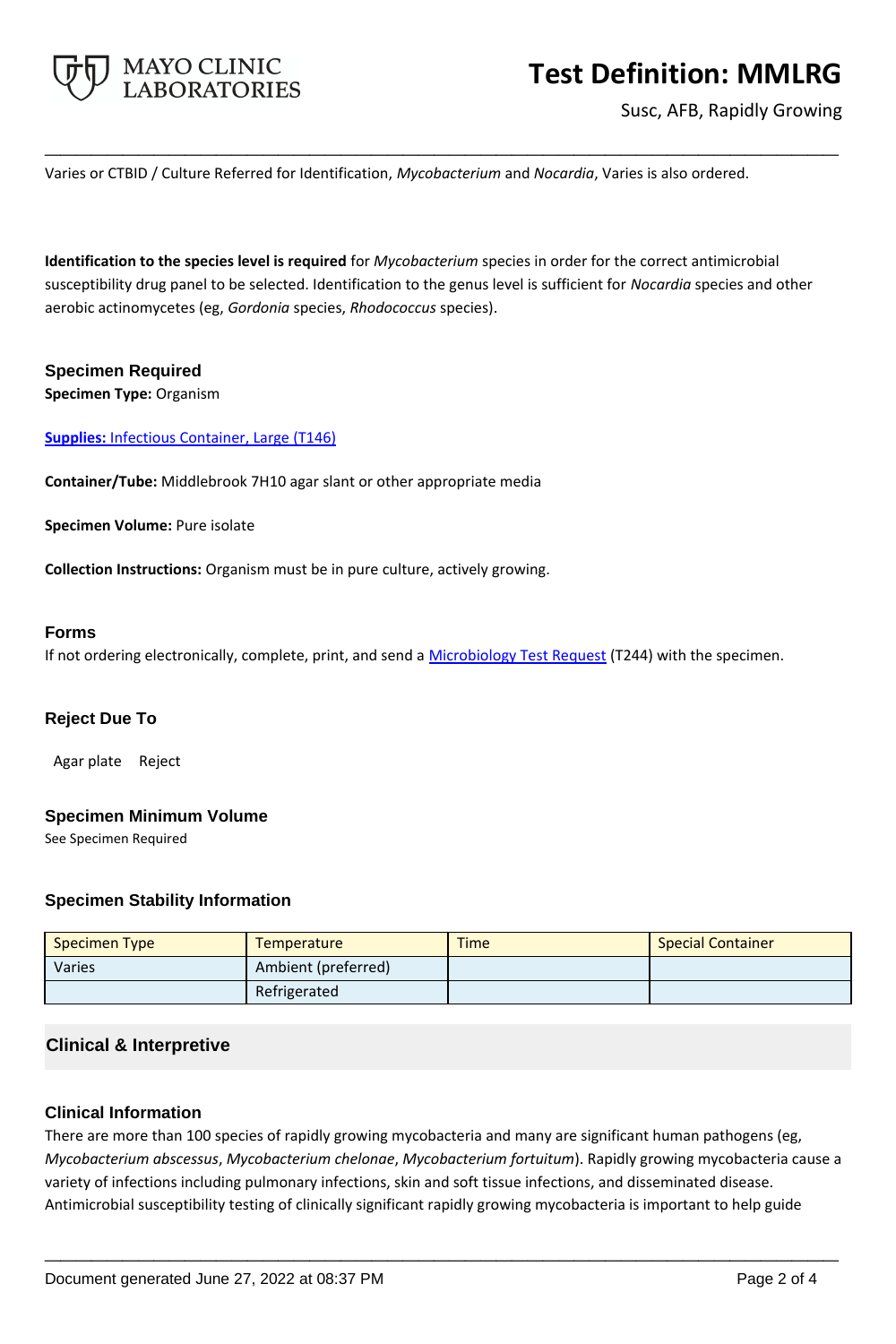Varies or CTBID / Culture Referred for Identification, *Mycobacterium* and *Nocardia*, Varies is also ordered.

**Identification to the species level is required** for *Mycobacterium* species in order for the correct antimicrobial susceptibility drug panel to be selected. Identification to the genus level is sufficient for *Nocardia* species and other aerobic actinomycetes (eg, *Gordonia* species, *Rhodococcus* species).

### Specimen Required

**Specimen Type:** Organism

**Supplies:** Infectious Container, Large (T146)

**Container/Tube:** Middlebrook 7H10 agar slant or other appropriate media

**Specimen Volume:** Pure isolate

**Collection Instructions:** Organism must be in pure culture, actively growing.

### Forms

If not ordering electronically, complete, print, and send a Microbiology Test Request (T244) with the specimen.

### Reject Due To

| | |
|---|---|
| Agar plate | Reject |

### Specimen Minimum Volume

See Specimen Required

### Specimen Stability Information

| Specimen Type | Temperature | Time | Special Container |
|---|---|---|---|
| Varies | Ambient (preferred) | | |
| | Refrigerated | | |

## Clinical & Interpretive

### Clinical Information

There are more than 100 species of rapidly growing mycobacteria and many are significant human pathogens (eg, *Mycobacterium abscessus*, *Mycobacterium chelonae*, *Mycobacterium fortuitum*). Rapidly growing mycobacteria cause a variety of infections including pulmonary infections, skin and soft tissue infections, and disseminated disease. Antimicrobial susceptibility testing of clinically significant rapidly growing mycobacteria is important to help guide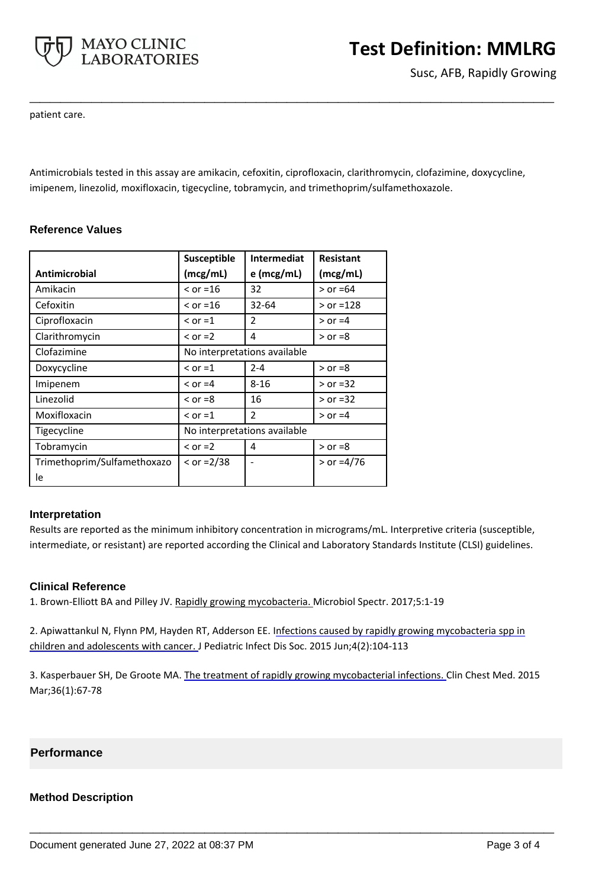patient care.

Antimicrobials tested in this assay are amikacin, cefoxitin, ciprofloxacin, clarithromycin, clofazimine, doxycycline, imipenem, linezolid, moxifloxacin, tigecycline, tobramycin, and trimethoprim/sulfamethoxazole.

### Reference Values

| Antimicrobial | Susceptible (mcg/mL) | Intermediate (mcg/mL) | Resistant (mcg/mL) |
|---|---|---|---|
| Amikacin | < or =16 | 32 | > or =64 |
| Cefoxitin | < or =16 | 32-64 | > or =128 |
| Ciprofloxacin | < or =1 | 2 | > or =4 |
| Clarithromycin | < or =2 | 4 | > or =8 |
| Clofazimine | No interpretations available | | |
| Doxycycline | < or =1 | 2-4 | > or =8 |
| Imipenem | < or =4 | 8-16 | > or =32 |
| Linezolid | < or =8 | 16 | > or =32 |
| Moxifloxacin | < or =1 | 2 | > or =4 |
| Tigecycline | No interpretations available | | |
| Tobramycin | < or =2 | 4 | > or =8 |
| Trimethoprim/Sulfamethoxazole | < or =2/38 | - | > or =4/76 |

### Interpretation

Results are reported as the minimum inhibitory concentration in micrograms/mL. Interpretive criteria (susceptible, intermediate, or resistant) are reported according the Clinical and Laboratory Standards Institute (CLSI) guidelines.

### Clinical Reference

1. Brown-Elliott BA and Pilley JV. Rapidly growing mycobacteria. Microbiol Spectr. 2017;5:1-19

2. Apiwattankul N, Flynn PM, Hayden RT, Adderson EE. Infections caused by rapidly growing mycobacteria spp in children and adolescents with cancer. J Pediatric Infect Dis Soc. 2015 Jun;4(2):104-113

3. Kasperbauer SH, De Groote MA. The treatment of rapidly growing mycobacterial infections. Clin Chest Med. 2015 Mar;36(1):67-78

## Performance

### Method Description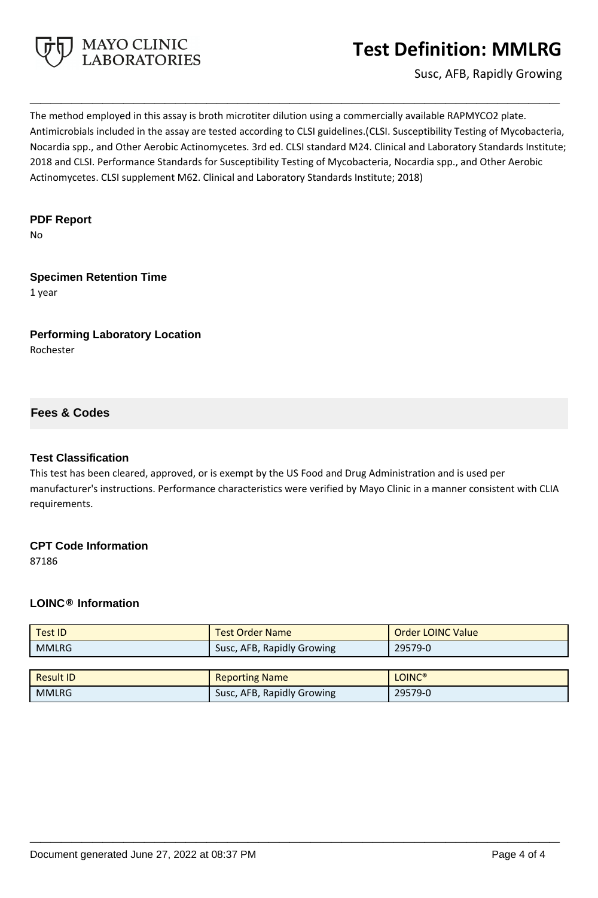The method employed in this assay is broth microtiter dilution using a commercially available RAPMYCO2 plate. Antimicrobials included in the assay are tested according to CLSI guidelines.(CLSI. Susceptibility Testing of Mycobacteria, Nocardia spp., and Other Aerobic Actinomycetes. 3rd ed. CLSI standard M24. Clinical and Laboratory Standards Institute; 2018 and CLSI. Performance Standards for Susceptibility Testing of Mycobacteria, Nocardia spp., and Other Aerobic Actinomycetes. CLSI supplement M62. Clinical and Laboratory Standards Institute; 2018)

### PDF Report

No

### Specimen Retention Time

1 year

### Performing Laboratory Location

Rochester

## Fees & Codes

### Test Classification

This test has been cleared, approved, or is exempt by the US Food and Drug Administration and is used per manufacturer's instructions. Performance characteristics were verified by Mayo Clinic in a manner consistent with CLIA requirements.

### CPT Code Information

87186

### LOINC® Information

| Test ID | Test Order Name | Order LOINC Value |
| --- | --- | --- |
| MMLRG | Susc, AFB, Rapidly Growing | 29579-0 |

| Result ID | Reporting Name | LOINC® |
| --- | --- | --- |
| MMLRG | Susc, AFB, Rapidly Growing | 29579-0 |